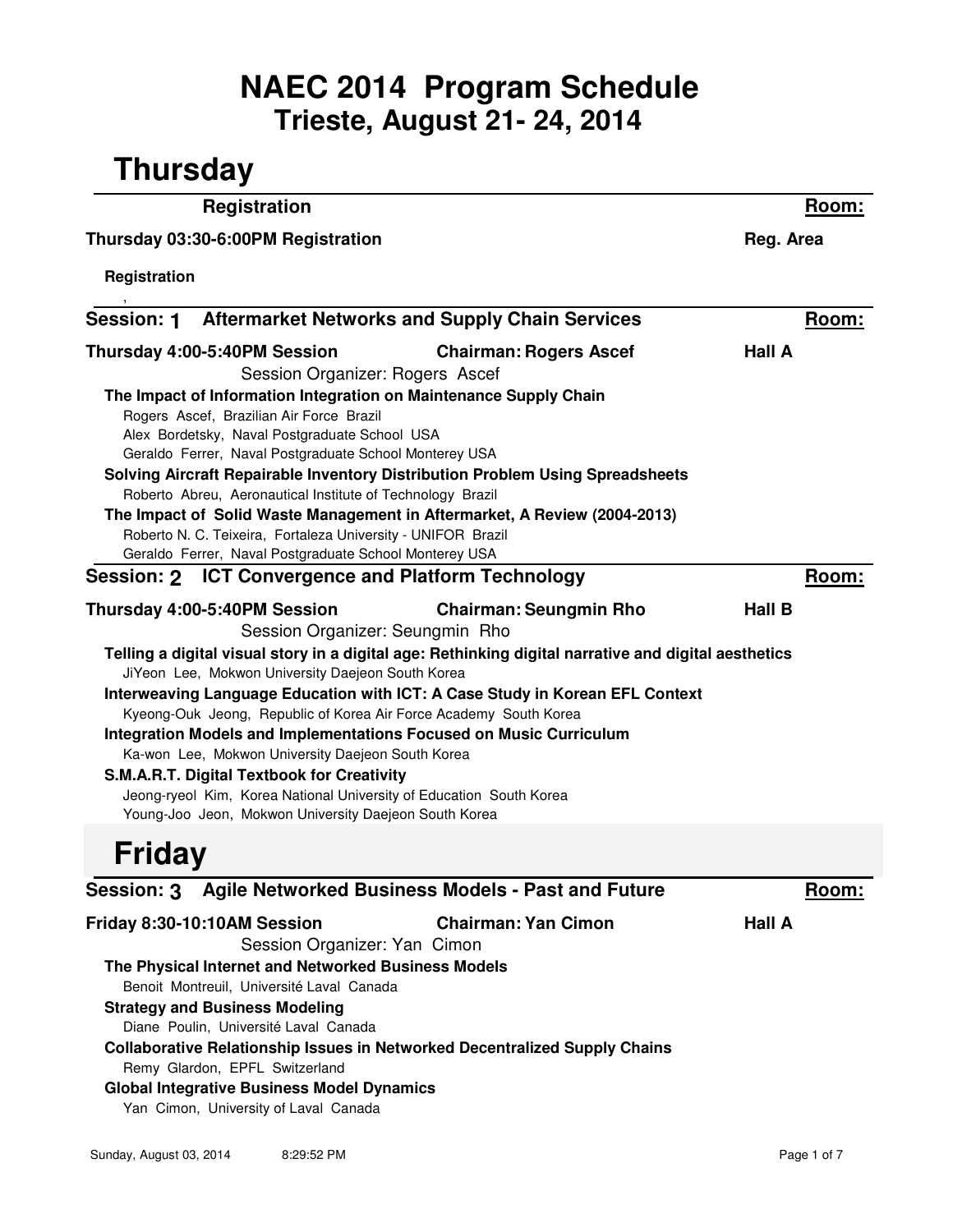# NAEC 2014 Program Schedule
## Trieste, August 21- 24, 2014

# Thursday

### Registration — Room:

**Thursday 03:30-6:00PM Registration** — Reg. Area

**Registration**

,

### Session: 1 Aftermarket Networks and Supply Chain Services — Room:

**Thursday 4:00-5:40PM Session** — **Chairman: Rogers Ascef** — **Hall A**

Session Organizer: Rogers Ascef

**The Impact of Information Integration on Maintenance Supply Chain**
Rogers Ascef, Brazilian Air Force Brazil
Alex Bordetsky, Naval Postgraduate School USA
Geraldo Ferrer, Naval Postgraduate School Monterey USA

**Solving Aircraft Repairable Inventory Distribution Problem Using Spreadsheets**
Roberto Abreu, Aeronautical Institute of Technology Brazil

**The Impact of Solid Waste Management in Aftermarket, A Review (2004-2013)**
Roberto N. C. Teixeira, Fortaleza University - UNIFOR Brazil
Geraldo Ferrer, Naval Postgraduate School Monterey USA

### Session: 2 ICT Convergence and Platform Technology — Room:

**Thursday 4:00-5:40PM Session** — **Chairman: Seungmin Rho** — **Hall B**

Session Organizer: Seungmin Rho

**Telling a digital visual story in a digital age: Rethinking digital narrative and digital aesthetics**
JiYeon Lee, Mokwon University Daejeon South Korea

**Interweaving Language Education with ICT: A Case Study in Korean EFL Context**
Kyeong-Ouk Jeong, Republic of Korea Air Force Academy South Korea

**Integration Models and Implementations Focused on Music Curriculum**
Ka-won Lee, Mokwon University Daejeon South Korea

**S.M.A.R.T. Digital Textbook for Creativity**
Jeong-ryeol Kim, Korea National University of Education South Korea
Young-Joo Jeon, Mokwon University Daejeon South Korea

# Friday

### Session: 3 Agile Networked Business Models - Past and Future — Room:

**Friday 8:30-10:10AM Session** — **Chairman: Yan Cimon** — **Hall A**

Session Organizer: Yan Cimon

**The Physical Internet and Networked Business Models**
Benoit Montreuil, Université Laval Canada

**Strategy and Business Modeling**
Diane Poulin, Université Laval Canada

**Collaborative Relationship Issues in Networked Decentralized Supply Chains**
Remy Glardon, EPFL Switzerland

**Global Integrative Business Model Dynamics**
Yan Cimon, University of Laval Canada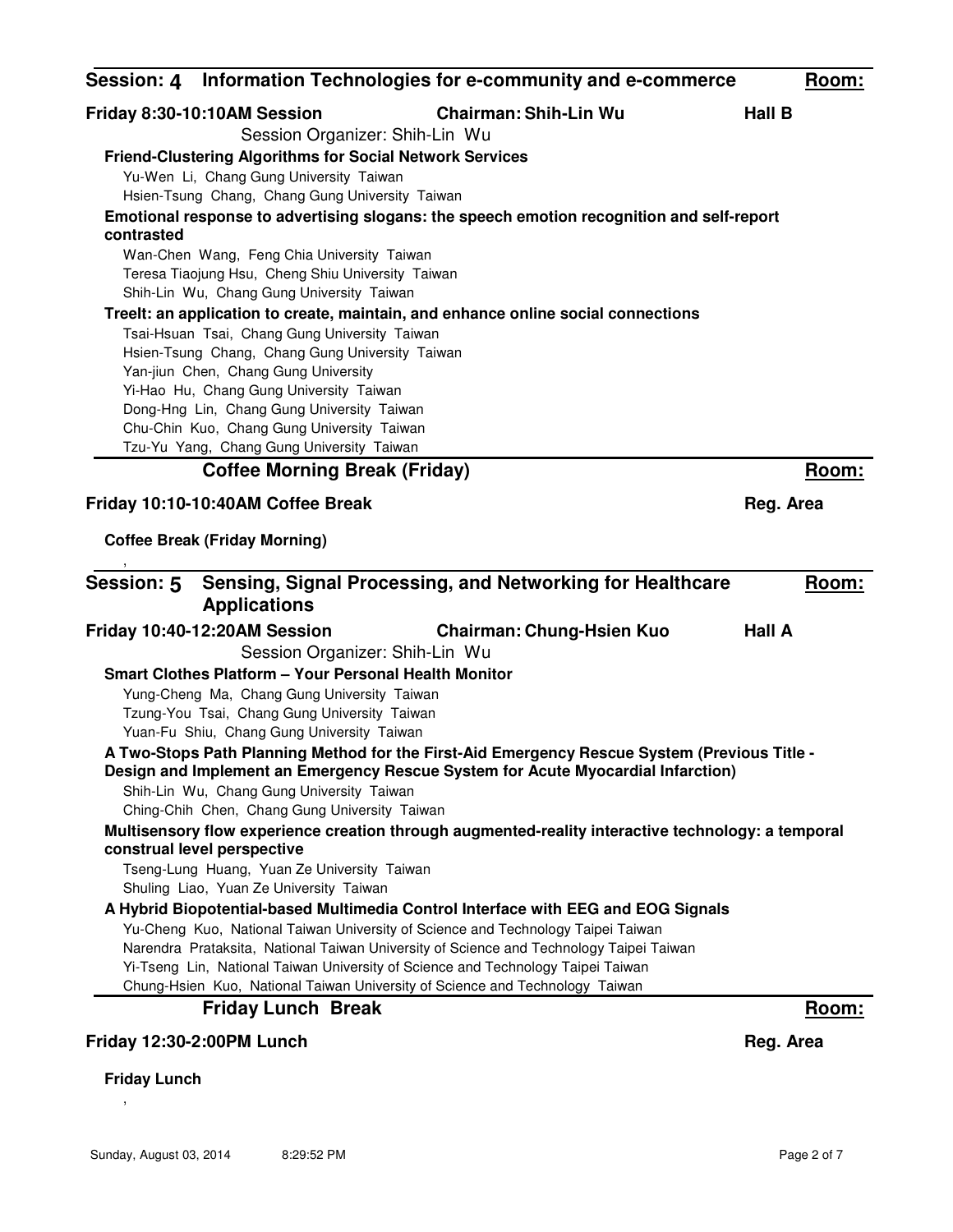## Session: 4 Information Technologies for e-community and e-commerce

**Room:**

**Friday 8:30-10:10AM Session** **Chairman: Shih-Lin Wu** **Hall B**

Session Organizer: Shih-Lin Wu

**Friend-Clustering Algorithms for Social Network Services**

Yu-Wen Li, Chang Gung University Taiwan
Hsien-Tsung Chang, Chang Gung University Taiwan

**Emotional response to advertising slogans: the speech emotion recognition and self-report contrasted**

Wan-Chen Wang, Feng Chia University Taiwan
Teresa Tiaojung Hsu, Cheng Shiu University Taiwan
Shih-Lin Wu, Chang Gung University Taiwan

**TreeIt: an application to create, maintain, and enhance online social connections**

Tsai-Hsuan Tsai, Chang Gung University Taiwan
Hsien-Tsung Chang, Chang Gung University Taiwan
Yan-jiun Chen, Chang Gung University
Yi-Hao Hu, Chang Gung University Taiwan
Dong-Hng Lin, Chang Gung University Taiwan
Chu-Chin Kuo, Chang Gung University Taiwan
Tzu-Yu Yang, Chang Gung University Taiwan

## Coffee Morning Break (Friday)

**Room:**

**Friday 10:10-10:40AM Coffee Break** **Reg. Area**

**Coffee Break (Friday Morning)**

,

## Session: 5 Sensing, Signal Processing, and Networking for Healthcare Applications

**Room:**

**Friday 10:40-12:20AM Session** **Chairman: Chung-Hsien Kuo** **Hall A**

Session Organizer: Shih-Lin Wu

**Smart Clothes Platform – Your Personal Health Monitor**

Yung-Cheng Ma, Chang Gung University Taiwan
Tzung-You Tsai, Chang Gung University Taiwan
Yuan-Fu Shiu, Chang Gung University Taiwan

**A Two-Stops Path Planning Method for the First-Aid Emergency Rescue System (Previous Title - Design and Implement an Emergency Rescue System for Acute Myocardial Infarction)**

Shih-Lin Wu, Chang Gung University Taiwan
Ching-Chih Chen, Chang Gung University Taiwan

**Multisensory flow experience creation through augmented-reality interactive technology: a temporal construal level perspective**

Tseng-Lung Huang, Yuan Ze University Taiwan
Shuling Liao, Yuan Ze University Taiwan

**A Hybrid Biopotential-based Multimedia Control Interface with EEG and EOG Signals**

Yu-Cheng Kuo, National Taiwan University of Science and Technology Taipei Taiwan
Narendra Prataksita, National Taiwan University of Science and Technology Taipei Taiwan
Yi-Tseng Lin, National Taiwan University of Science and Technology Taipei Taiwan
Chung-Hsien Kuo, National Taiwan University of Science and Technology Taiwan

## Friday Lunch Break

**Room:**

**Friday 12:30-2:00PM Lunch** **Reg. Area**

**Friday Lunch**

,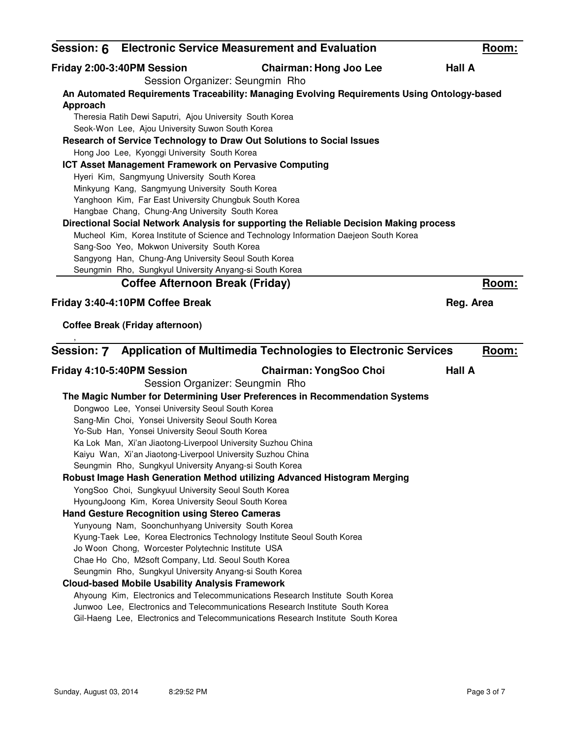## Session: 6 Electronic Service Measurement and Evaluation

**Room:**

**Friday 2:00-3:40PM Session** **Chairman: Hong Joo Lee** **Hall A**

Session Organizer: Seungmin Rho

**An Automated Requirements Traceability: Managing Evolving Requirements Using Ontology-based Approach**

Theresia Ratih Dewi Saputri, Ajou University South Korea
Seok-Won Lee, Ajou University Suwon South Korea

**Research of Service Technology to Draw Out Solutions to Social Issues**

Hong Joo Lee, Kyonggi University South Korea

**ICT Asset Management Framework on Pervasive Computing**

Hyeri Kim, Sangmyung University South Korea
Minkyung Kang, Sangmyung University South Korea
Yanghoon Kim, Far East University Chungbuk South Korea
Hangbae Chang, Chung-Ang University South Korea

**Directional Social Network Analysis for supporting the Reliable Decision Making process**

Mucheol Kim, Korea Institute of Science and Technology Information Daejeon South Korea
Sang-Soo Yeo, Mokwon University South Korea
Sangyong Han, Chung-Ang University Seoul South Korea
Seungmin Rho, Sungkyul University Anyang-si South Korea

## Coffee Afternoon Break (Friday)

**Room:**

**Friday 3:40-4:10PM Coffee Break** **Reg. Area**

**Coffee Break (Friday afternoon)**

,

## Session: 7 Application of Multimedia Technologies to Electronic Services

**Room:**

**Friday 4:10-5:40PM Session** **Chairman: YongSoo Choi** **Hall A**

Session Organizer: Seungmin Rho

**The Magic Number for Determining User Preferences in Recommendation Systems**

Dongwoo Lee, Yonsei University Seoul South Korea
Sang-Min Choi, Yonsei University Seoul South Korea
Yo-Sub Han, Yonsei University Seoul South Korea
Ka Lok Man, Xi'an Jiaotong-Liverpool University Suzhou China
Kaiyu Wan, Xi'an Jiaotong-Liverpool University Suzhou China
Seungmin Rho, Sungkyul University Anyang-si South Korea

**Robust Image Hash Generation Method utilizing Advanced Histogram Merging**

YongSoo Choi, Sungkyuul University Seoul South Korea
HyoungJoong Kim, Korea University Seoul South Korea

**Hand Gesture Recognition using Stereo Cameras**

Yunyoung Nam, Soonchunhyang University South Korea
Kyung-Taek Lee, Korea Electronics Technology Institute Seoul South Korea
Jo Woon Chong, Worcester Polytechnic Institute USA
Chae Ho Cho, M2soft Company, Ltd. Seoul South Korea
Seungmin Rho, Sungkyul University Anyang-si South Korea

**Cloud-based Mobile Usability Analysis Framework**

Ahyoung Kim, Electronics and Telecommunications Research Institute South Korea
Junwoo Lee, Electronics and Telecommunications Research Institute South Korea
Gil-Haeng Lee, Electronics and Telecommunications Research Institute South Korea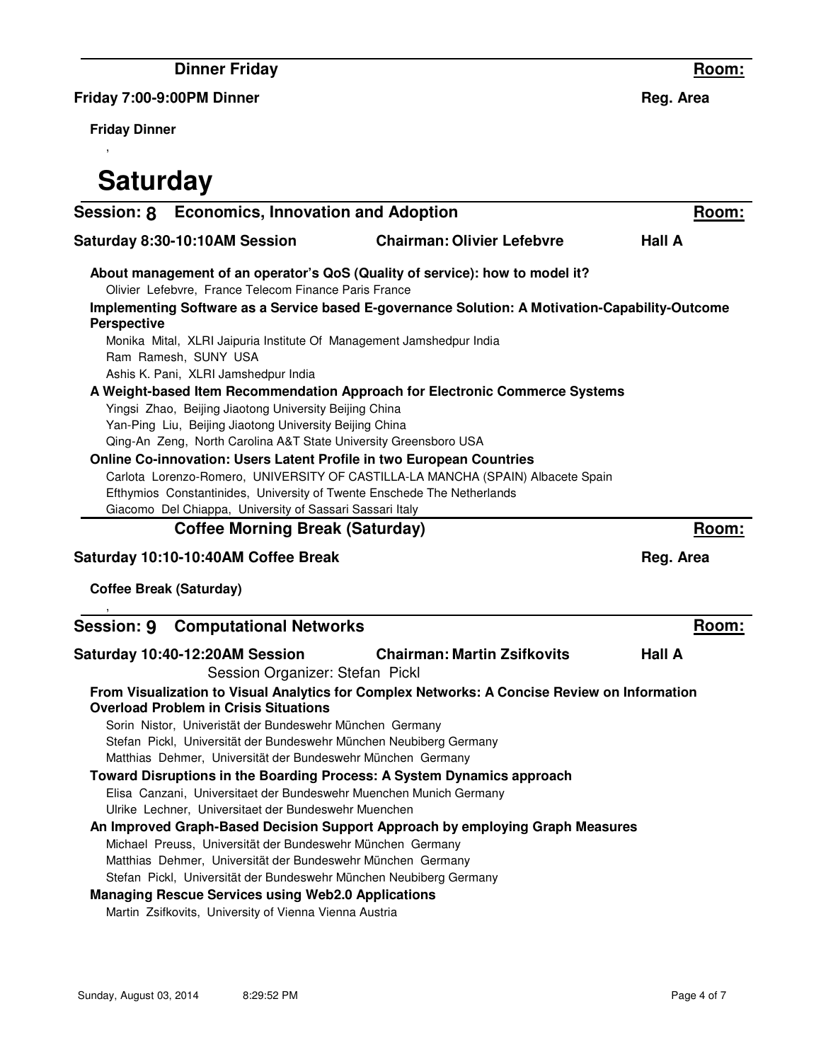### Dinner Friday

**Room:**

**Friday 7:00-9:00PM Dinner** — **Reg. Area**

**Friday Dinner**

,

# Saturday

## Session: 8 Economics, Innovation and Adoption

**Room:**

**Saturday 8:30-10:10AM Session** — **Chairman: Olivier Lefebvre** — **Hall A**

**About management of an operator's QoS (Quality of service): how to model it?**
Olivier Lefebvre, France Telecom Finance Paris France

**Implementing Software as a Service based E-governance Solution: A Motivation-Capability-Outcome Perspective**
Monika Mital, XLRI Jaipuria Institute Of Management Jamshedpur India
Ram Ramesh, SUNY USA
Ashis K. Pani, XLRI Jamshedpur India

**A Weight-based Item Recommendation Approach for Electronic Commerce Systems**
Yingsi Zhao, Beijing Jiaotong University Beijing China
Yan-Ping Liu, Beijing Jiaotong University Beijing China
Qing-An Zeng, North Carolina A&T State University Greensboro USA

**Online Co-innovation: Users Latent Profile in two European Countries**
Carlota Lorenzo-Romero, UNIVERSITY OF CASTILLA-LA MANCHA (SPAIN) Albacete Spain
Efthymios Constantinides, University of Twente Enschede The Netherlands
Giacomo Del Chiappa, University of Sassari Sassari Italy

### Coffee Morning Break (Saturday)

**Room:**

**Saturday 10:10-10:40AM Coffee Break** — **Reg. Area**

**Coffee Break (Saturday)**

,

## Session: 9 Computational Networks

**Room:**

**Saturday 10:40-12:20AM Session** — **Chairman: Martin Zsifkovits** — **Hall A**

Session Organizer: Stefan Pickl

**From Visualization to Visual Analytics for Complex Networks: A Concise Review on Information Overload Problem in Crisis Situations**
Sorin Nistor, Univeristät der Bundeswehr München Germany
Stefan Pickl, Universität der Bundeswehr München Neubiberg Germany
Matthias Dehmer, Universität der Bundeswehr München Germany

**Toward Disruptions in the Boarding Process: A System Dynamics approach**
Elisa Canzani, Universitaet der Bundeswehr Muenchen Munich Germany
Ulrike Lechner, Universitaet der Bundeswehr Muenchen

**An Improved Graph-Based Decision Support Approach by employing Graph Measures**
Michael Preuss, Universität der Bundeswehr München Germany
Matthias Dehmer, Universität der Bundeswehr München Germany
Stefan Pickl, Universität der Bundeswehr München Neubiberg Germany

**Managing Rescue Services using Web2.0 Applications**
Martin Zsifkovits, University of Vienna Vienna Austria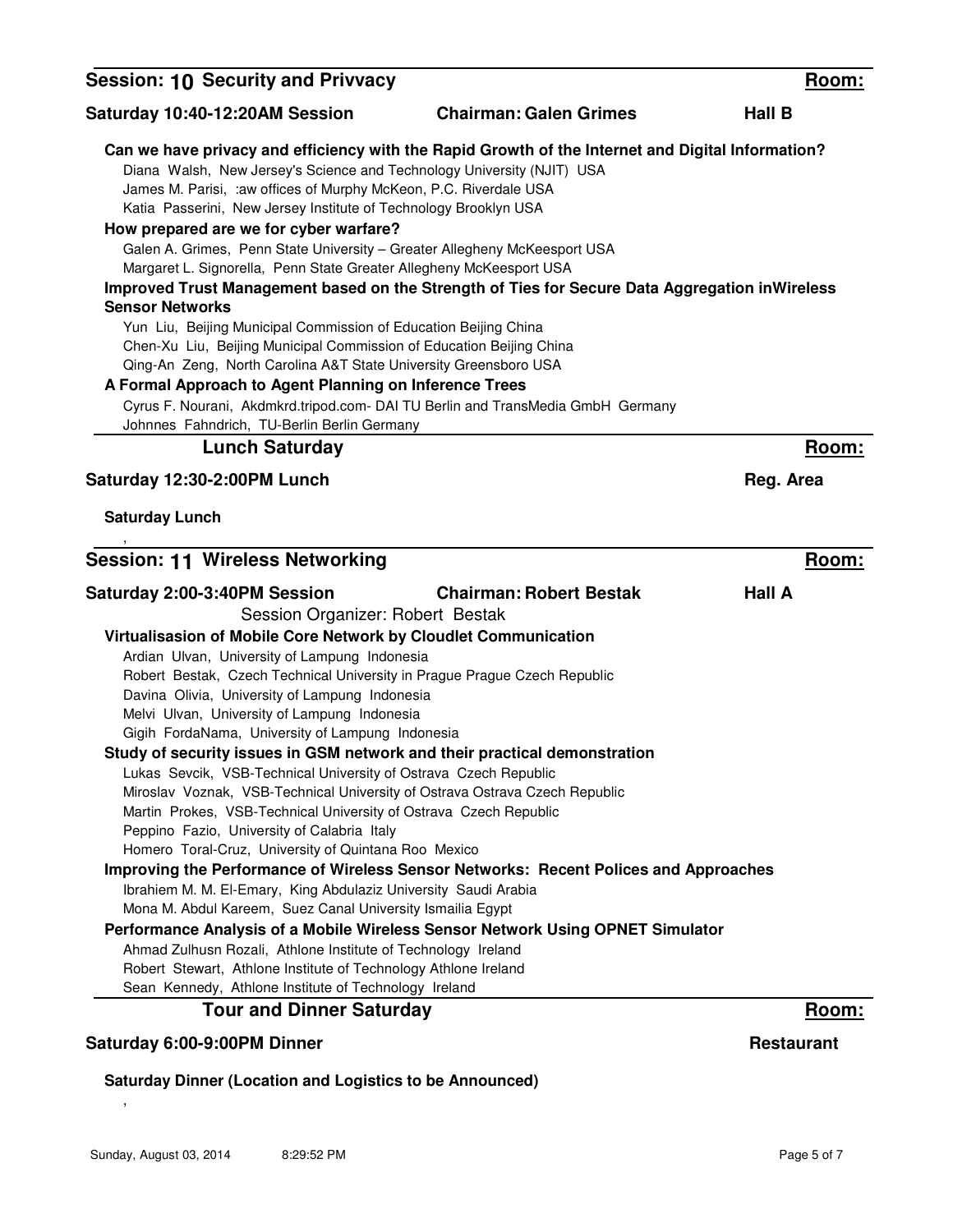## Session: 10 Security and Privvacy

**Room:** Hall B

**Saturday 10:40-12:20AM Session** — **Chairman: Galen Grimes**

**Can we have privacy and efficiency with the Rapid Growth of the Internet and Digital Information?**

Diana Walsh, New Jersey's Science and Technology University (NJIT) USA
James M. Parisi, :aw offices of Murphy McKeon, P.C. Riverdale USA
Katia Passerini, New Jersey Institute of Technology Brooklyn USA

**How prepared are we for cyber warfare?**

Galen A. Grimes, Penn State University – Greater Allegheny McKeesport USA
Margaret L. Signorella, Penn State Greater Allegheny McKeesport USA

**Improved Trust Management based on the Strength of Ties for Secure Data Aggregation inWireless Sensor Networks**

Yun Liu, Beijing Municipal Commission of Education Beijing China
Chen-Xu Liu, Beijing Municipal Commission of Education Beijing China
Qing-An Zeng, North Carolina A&T State University Greensboro USA

**A Formal Approach to Agent Planning on Inference Trees**

Cyrus F. Nourani, Akdmkrd.tripod.com- DAI TU Berlin and TransMedia GmbH Germany
Johnnes Fahndrich, TU-Berlin Berlin Germany

## Lunch Saturday

**Room:** Reg. Area

**Saturday 12:30-2:00PM Lunch**

**Saturday Lunch**

,

## Session: 11 Wireless Networking

**Room:** Hall A

**Saturday 2:00-3:40PM Session** — **Chairman: Robert Bestak**

Session Organizer: Robert Bestak

**Virtualisasion of Mobile Core Network by Cloudlet Communication**

Ardian Ulvan, University of Lampung Indonesia
Robert Bestak, Czech Technical University in Prague Prague Czech Republic
Davina Olivia, University of Lampung Indonesia
Melvi Ulvan, University of Lampung Indonesia
Gigih FordaNama, University of Lampung Indonesia

**Study of security issues in GSM network and their practical demonstration**

Lukas Sevcik, VSB-Technical University of Ostrava Czech Republic
Miroslav Voznak, VSB-Technical University of Ostrava Ostrava Czech Republic
Martin Prokes, VSB-Technical University of Ostrava Czech Republic
Peppino Fazio, University of Calabria Italy
Homero Toral-Cruz, University of Quintana Roo Mexico

**Improving the Performance of Wireless Sensor Networks: Recent Polices and Approaches**

Ibrahiem M. M. El-Emary, King Abdulaziz University Saudi Arabia
Mona M. Abdul Kareem, Suez Canal University Ismailia Egypt

**Performance Analysis of a Mobile Wireless Sensor Network Using OPNET Simulator**

Ahmad Zulhusn Rozali, Athlone Institute of Technology Ireland
Robert Stewart, Athlone Institute of Technology Athlone Ireland
Sean Kennedy, Athlone Institute of Technology Ireland

## Tour and Dinner Saturday

**Room:** Restaurant

**Saturday 6:00-9:00PM Dinner**

**Saturday Dinner (Location and Logistics to be Announced)**

,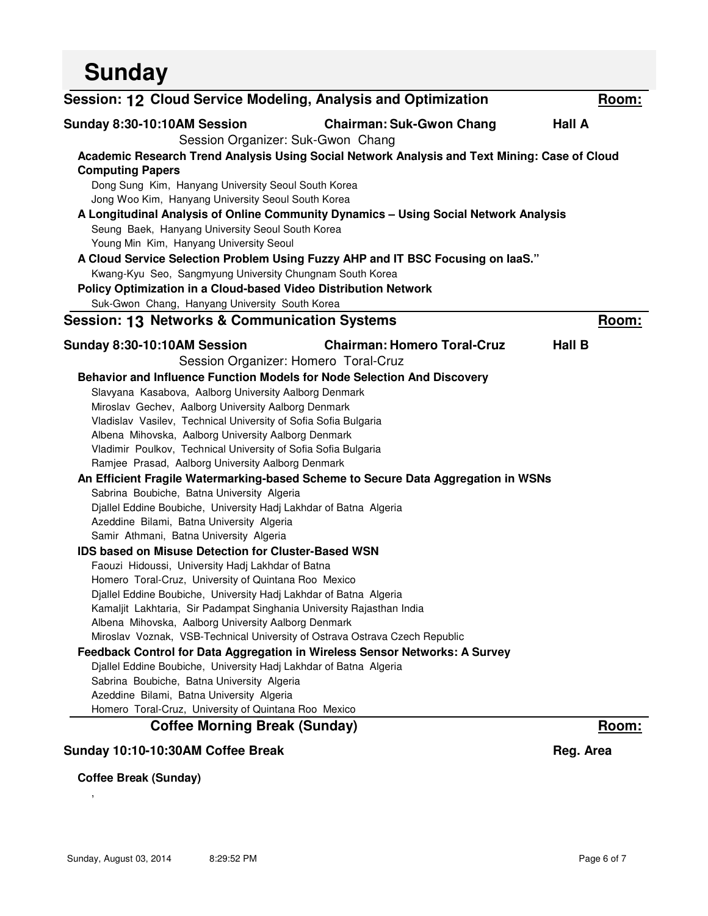# Sunday

## Session: 12 Cloud Service Modeling, Analysis and Optimization

**Room:**

**Sunday 8:30-10:10AM Session** — **Chairman: Suk-Gwon Chang** — **Hall A**

Session Organizer: Suk-Gwon Chang

**Academic Research Trend Analysis Using Social Network Analysis and Text Mining: Case of Cloud Computing Papers**

Dong Sung Kim, Hanyang University Seoul South Korea
Jong Woo Kim, Hanyang University Seoul South Korea

**A Longitudinal Analysis of Online Community Dynamics – Using Social Network Analysis**

Seung Baek, Hanyang University Seoul South Korea
Young Min Kim, Hanyang University Seoul

**A Cloud Service Selection Problem Using Fuzzy AHP and IT BSC Focusing on IaaS."**

Kwang-Kyu Seo, Sangmyung University Chungnam South Korea

**Policy Optimization in a Cloud-based Video Distribution Network**

Suk-Gwon Chang, Hanyang University South Korea

## Session: 13 Networks & Communication Systems

**Room:**

**Sunday 8:30-10:10AM Session** — **Chairman: Homero Toral-Cruz** — **Hall B**

Session Organizer: Homero Toral-Cruz

**Behavior and Influence Function Models for Node Selection And Discovery**

Slavyana Kasabova, Aalborg University Aalborg Denmark
Miroslav Gechev, Aalborg University Aalborg Denmark
Vladislav Vasilev, Technical University of Sofia Sofia Bulgaria
Albena Mihovska, Aalborg University Aalborg Denmark
Vladimir Poulkov, Technical University of Sofia Sofia Bulgaria
Ramjee Prasad, Aalborg University Aalborg Denmark

**An Efficient Fragile Watermarking-based Scheme to Secure Data Aggregation in WSNs**

Sabrina Boubiche, Batna University Algeria
Djallel Eddine Boubiche, University Hadj Lakhdar of Batna Algeria
Azeddine Bilami, Batna University Algeria
Samir Athmani, Batna University Algeria

**IDS based on Misuse Detection for Cluster-Based WSN**

Faouzi Hidoussi, University Hadj Lakhdar of Batna
Homero Toral-Cruz, University of Quintana Roo Mexico
Djallel Eddine Boubiche, University Hadj Lakhdar of Batna Algeria
Kamaljit Lakhtaria, Sir Padampat Singhania University Rajasthan India
Albena Mihovska, Aalborg University Aalborg Denmark
Miroslav Voznak, VSB-Technical University of Ostrava Ostrava Czech Republic

**Feedback Control for Data Aggregation in Wireless Sensor Networks: A Survey**

Djallel Eddine Boubiche, University Hadj Lakhdar of Batna Algeria
Sabrina Boubiche, Batna University Algeria
Azeddine Bilami, Batna University Algeria
Homero Toral-Cruz, University of Quintana Roo Mexico

## Coffee Morning Break (Sunday)

**Room:**

**Sunday 10:10-10:30AM Coffee Break** — **Reg. Area**

**Coffee Break (Sunday)**

,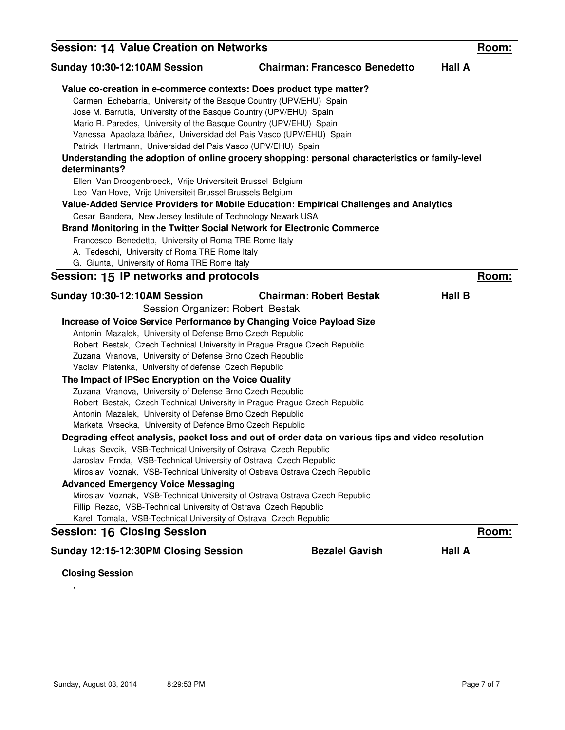## Session: 14 Value Creation on Networks

**Room:**

**Sunday 10:30-12:10AM Session** | **Chairman: Francesco Benedetto** | **Hall A**

**Value co-creation in e-commerce contexts: Does product type matter?**

Carmen Echebarria, University of the Basque Country (UPV/EHU) Spain
Jose M. Barrutia, University of the Basque Country (UPV/EHU) Spain
Mario R. Paredes, University of the Basque Country (UPV/EHU) Spain
Vanessa Apaolaza Ibáñez, Universidad del Pais Vasco (UPV/EHU) Spain
Patrick Hartmann, Universidad del Pais Vasco (UPV/EHU) Spain

**Understanding the adoption of online grocery shopping: personal characteristics or family-level determinants?**

Ellen Van Droogenbroeck, Vrije Universiteit Brussel Belgium
Leo Van Hove, Vrije Universiteit Brussel Brussels Belgium

**Value-Added Service Providers for Mobile Education: Empirical Challenges and Analytics**

Cesar Bandera, New Jersey Institute of Technology Newark USA

**Brand Monitoring in the Twitter Social Network for Electronic Commerce**

Francesco Benedetto, University of Roma TRE Rome Italy
A. Tedeschi, University of Roma TRE Rome Italy
G. Giunta, University of Roma TRE Rome Italy

## Session: 15 IP networks and protocols

**Room:**

**Sunday 10:30-12:10AM Session** | **Chairman: Robert Bestak** | **Hall B**

Session Organizer: Robert Bestak

**Increase of Voice Service Performance by Changing Voice Payload Size**

Antonin Mazalek, University of Defense Brno Czech Republic
Robert Bestak, Czech Technical University in Prague Prague Czech Republic
Zuzana Vranova, University of Defense Brno Czech Republic
Vaclav Platenka, University of defense Czech Republic

**The Impact of IPSec Encryption on the Voice Quality**

Zuzana Vranova, University of Defense Brno Czech Republic
Robert Bestak, Czech Technical University in Prague Prague Czech Republic
Antonin Mazalek, University of Defense Brno Czech Republic
Marketa Vrsecka, University of Defence Brno Czech Republic

**Degrading effect analysis, packet loss and out of order data on various tips and video resolution**

Lukas Sevcik, VSB-Technical University of Ostrava Czech Republic
Jaroslav Frnda, VSB-Technical University of Ostrava Czech Republic
Miroslav Voznak, VSB-Technical University of Ostrava Ostrava Czech Republic

**Advanced Emergency Voice Messaging**

Miroslav Voznak, VSB-Technical University of Ostrava Ostrava Czech Republic
Fillip Rezac, VSB-Technical University of Ostrava Czech Republic
Karel Tomala, VSB-Technical University of Ostrava Czech Republic

## Session: 16 Closing Session

**Room:**

**Sunday 12:15-12:30PM Closing Session** | **Bezalel Gavish** | **Hall A**

**Closing Session**

,